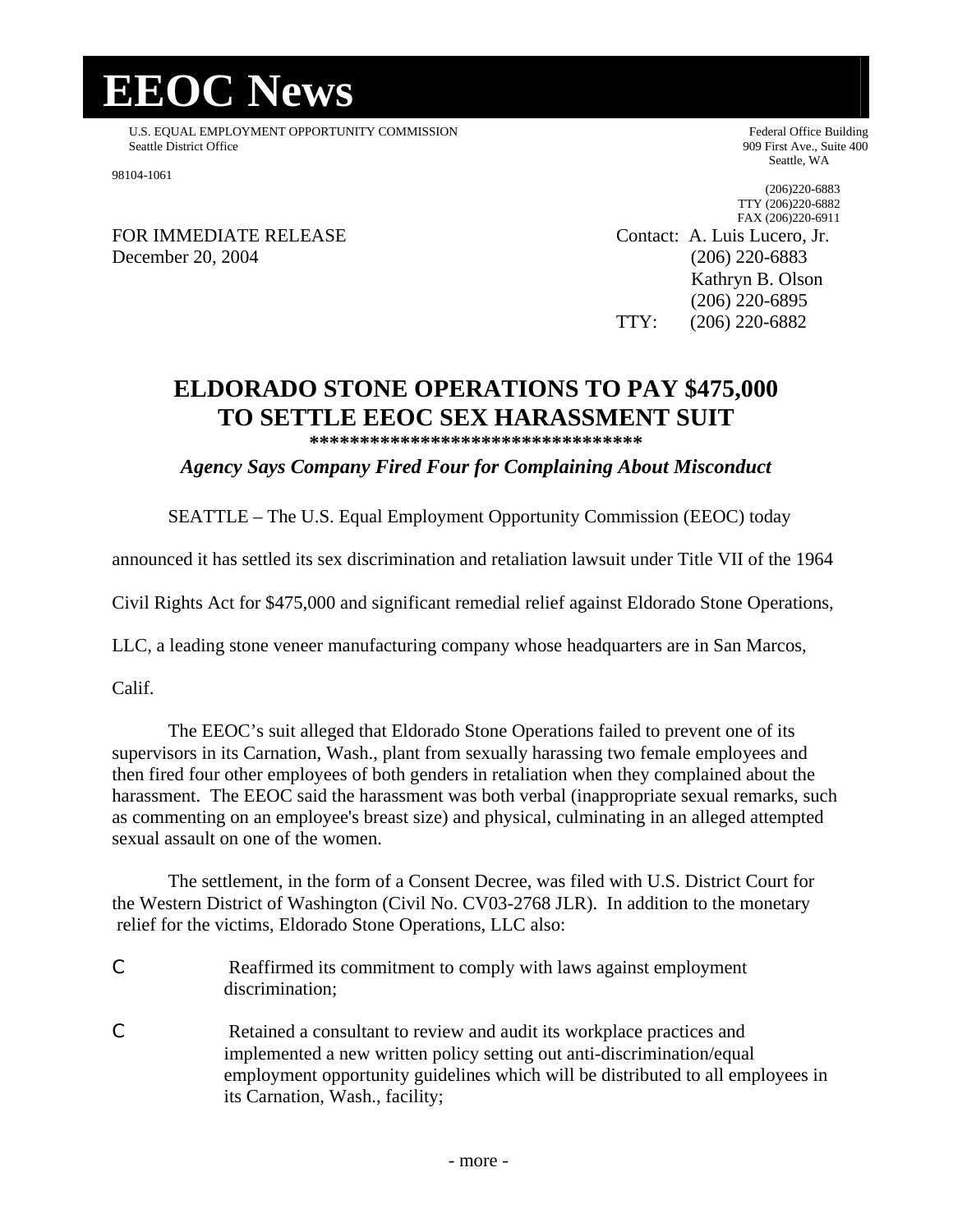# EEOC News

U.S. EQUAL EMPLOYMENT OPPORTUNITY COMMISSION
Seattle District Office

Federal Office Building
909 First Ave., Suite 400
Seattle, WA
98104-1061

(206)220-6883
TTY (206)220-6882
FAX (206)220-6911

FOR IMMEDIATE RELEASE
December 20, 2004

Contact: A. Luis Lucero, Jr.
(206) 220-6883
Kathryn B. Olson
(206) 220-6895
TTY: (206) 220-6882

## ELDORADO STONE OPERATIONS TO PAY $475,000 TO SETTLE EEOC SEX HARASSMENT SUIT

**********************************

***Agency Says Company Fired Four for Complaining About Misconduct***

SEATTLE – The U.S. Equal Employment Opportunity Commission (EEOC) today announced it has settled its sex discrimination and retaliation lawsuit under Title VII of the 1964 Civil Rights Act for $475,000 and significant remedial relief against Eldorado Stone Operations, LLC, a leading stone veneer manufacturing company whose headquarters are in San Marcos, Calif.

The EEOC's suit alleged that Eldorado Stone Operations failed to prevent one of its supervisors in its Carnation, Wash., plant from sexually harassing two female employees and then fired four other employees of both genders in retaliation when they complained about the harassment. The EEOC said the harassment was both verbal (inappropriate sexual remarks, such as commenting on an employee's breast size) and physical, culminating in an alleged attempted sexual assault on one of the women.

The settlement, in the form of a Consent Decree, was filed with U.S. District Court for the Western District of Washington (Civil No. CV03-2768 JLR). In addition to the monetary relief for the victims, Eldorado Stone Operations, LLC also:

- Reaffirmed its commitment to comply with laws against employment discrimination;
- Retained a consultant to review and audit its workplace practices and implemented a new written policy setting out anti-discrimination/equal employment opportunity guidelines which will be distributed to all employees in its Carnation, Wash., facility;

- more -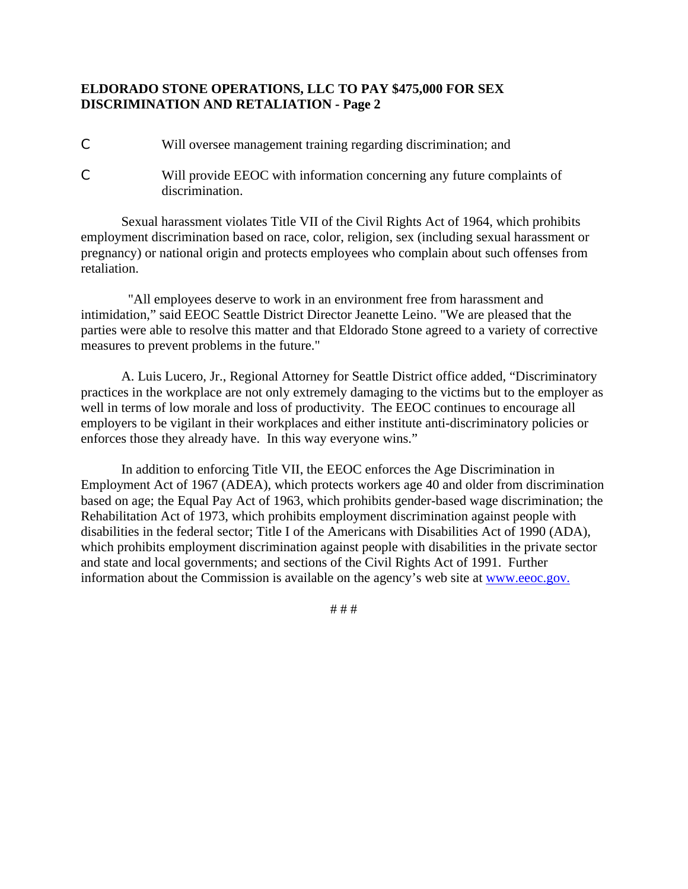**ELDORADO STONE OPERATIONS, LLC TO PAY $475,000 FOR SEX DISCRIMINATION AND RETALIATION - Page 2**

- Will oversee management training regarding discrimination; and
- Will provide EEOC with information concerning any future complaints of discrimination.

Sexual harassment violates Title VII of the Civil Rights Act of 1964, which prohibits employment discrimination based on race, color, religion, sex (including sexual harassment or pregnancy) or national origin and protects employees who complain about such offenses from retaliation.

"All employees deserve to work in an environment free from harassment and intimidation," said EEOC Seattle District Director Jeanette Leino. "We are pleased that the parties were able to resolve this matter and that Eldorado Stone agreed to a variety of corrective measures to prevent problems in the future."

A. Luis Lucero, Jr., Regional Attorney for Seattle District office added, "Discriminatory practices in the workplace are not only extremely damaging to the victims but to the employer as well in terms of low morale and loss of productivity. The EEOC continues to encourage all employers to be vigilant in their workplaces and either institute anti-discriminatory policies or enforces those they already have. In this way everyone wins."

In addition to enforcing Title VII, the EEOC enforces the Age Discrimination in Employment Act of 1967 (ADEA), which protects workers age 40 and older from discrimination based on age; the Equal Pay Act of 1963, which prohibits gender-based wage discrimination; the Rehabilitation Act of 1973, which prohibits employment discrimination against people with disabilities in the federal sector; Title I of the Americans with Disabilities Act of 1990 (ADA), which prohibits employment discrimination against people with disabilities in the private sector and state and local governments; and sections of the Civil Rights Act of 1991. Further information about the Commission is available on the agency's web site at www.eeoc.gov.

# # #